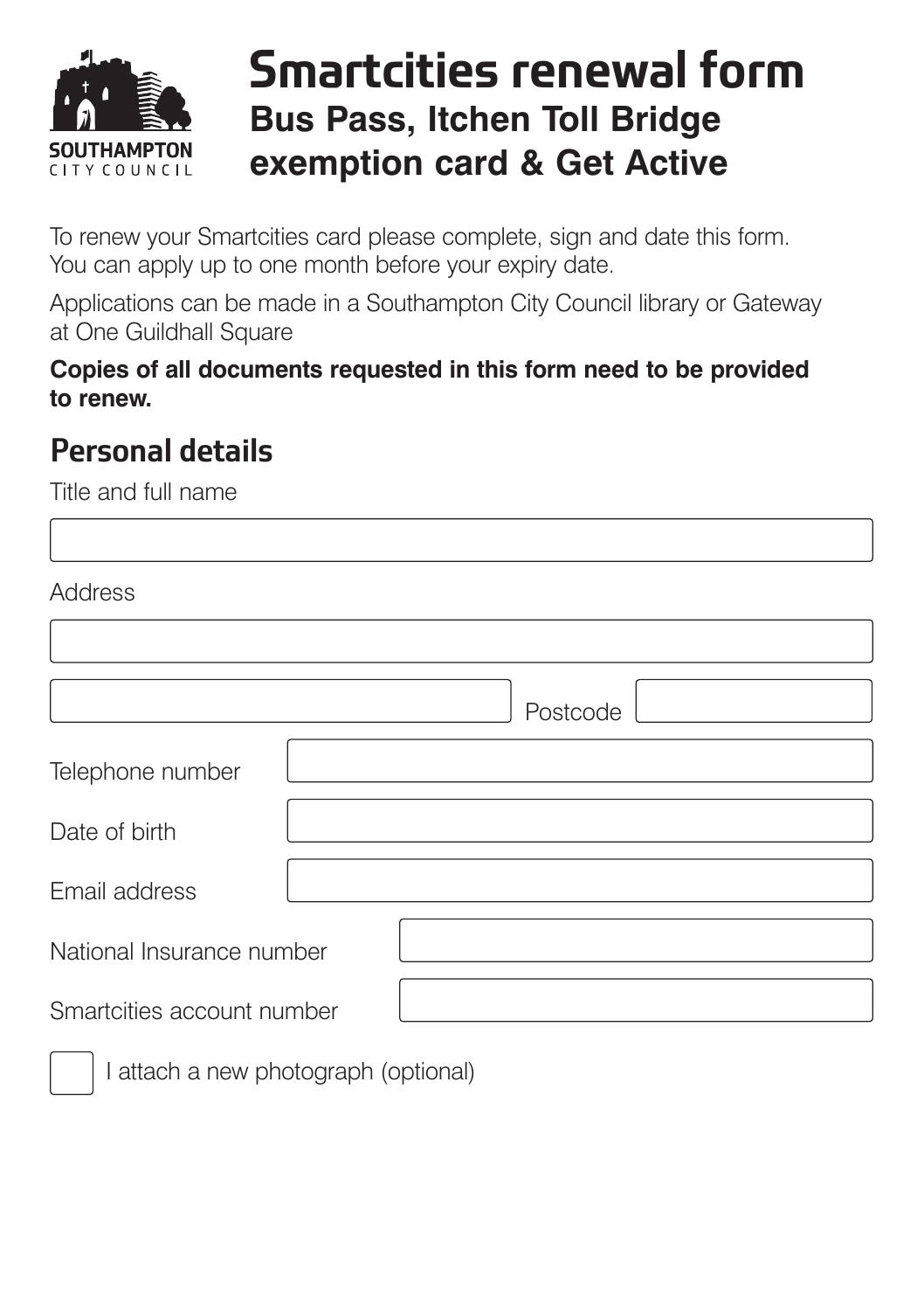SOUTHAMPTON CITY COUNCIL

# Smartcities renewal form

## Bus Pass, Itchen Toll Bridge exemption card & Get Active

To renew your Smartcities card please complete, sign and date this form. You can apply up to one month before your expiry date.

Applications can be made in a Southampton City Council library or Gateway at One Guildhall Square

**Copies of all documents requested in this form need to be provided to renew.**

## Personal details

Title and full name

Address

Postcode

Telephone number

Date of birth

Email address

National Insurance number

Smartcities account number

☐ I attach a new photograph (optional)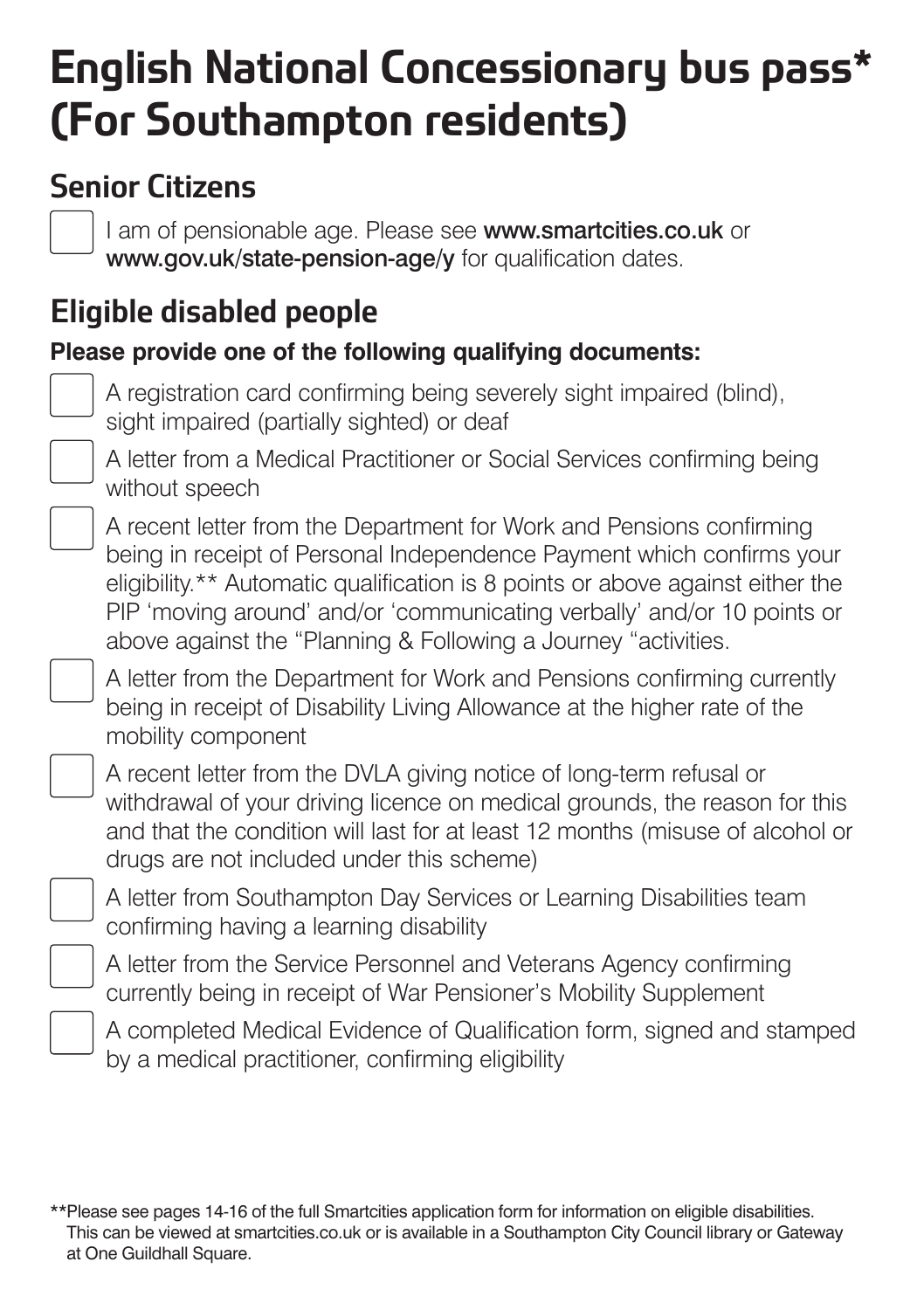# English National Concessionary bus pass* (For Southampton residents)

## Senior Citizens

- [ ] I am of pensionable age. Please see **www.smartcities.co.uk** or **www.gov.uk/state-pension-age/y** for qualification dates.

## Eligible disabled people

**Please provide one of the following qualifying documents:**

- [ ] A registration card confirming being severely sight impaired (blind), sight impaired (partially sighted) or deaf
- [ ] A letter from a Medical Practitioner or Social Services confirming being without speech
- [ ] A recent letter from the Department for Work and Pensions confirming being in receipt of Personal Independence Payment which confirms your eligibility.** Automatic qualification is 8 points or above against either the PIP 'moving around' and/or 'communicating verbally' and/or 10 points or above against the "Planning & Following a Journey "activities.
- [ ] A letter from the Department for Work and Pensions confirming currently being in receipt of Disability Living Allowance at the higher rate of the mobility component
- [ ] A recent letter from the DVLA giving notice of long-term refusal or withdrawal of your driving licence on medical grounds, the reason for this and that the condition will last for at least 12 months (misuse of alcohol or drugs are not included under this scheme)
- [ ] A letter from Southampton Day Services or Learning Disabilities team confirming having a learning disability
- [ ] A letter from the Service Personnel and Veterans Agency confirming currently being in receipt of War Pensioner's Mobility Supplement
- [ ] A completed Medical Evidence of Qualification form, signed and stamped by a medical practitioner, confirming eligibility

**Please see pages 14-16 of the full Smartcities application form for information on eligible disabilities. This can be viewed at smartcities.co.uk or is available in a Southampton City Council library or Gateway at One Guildhall Square.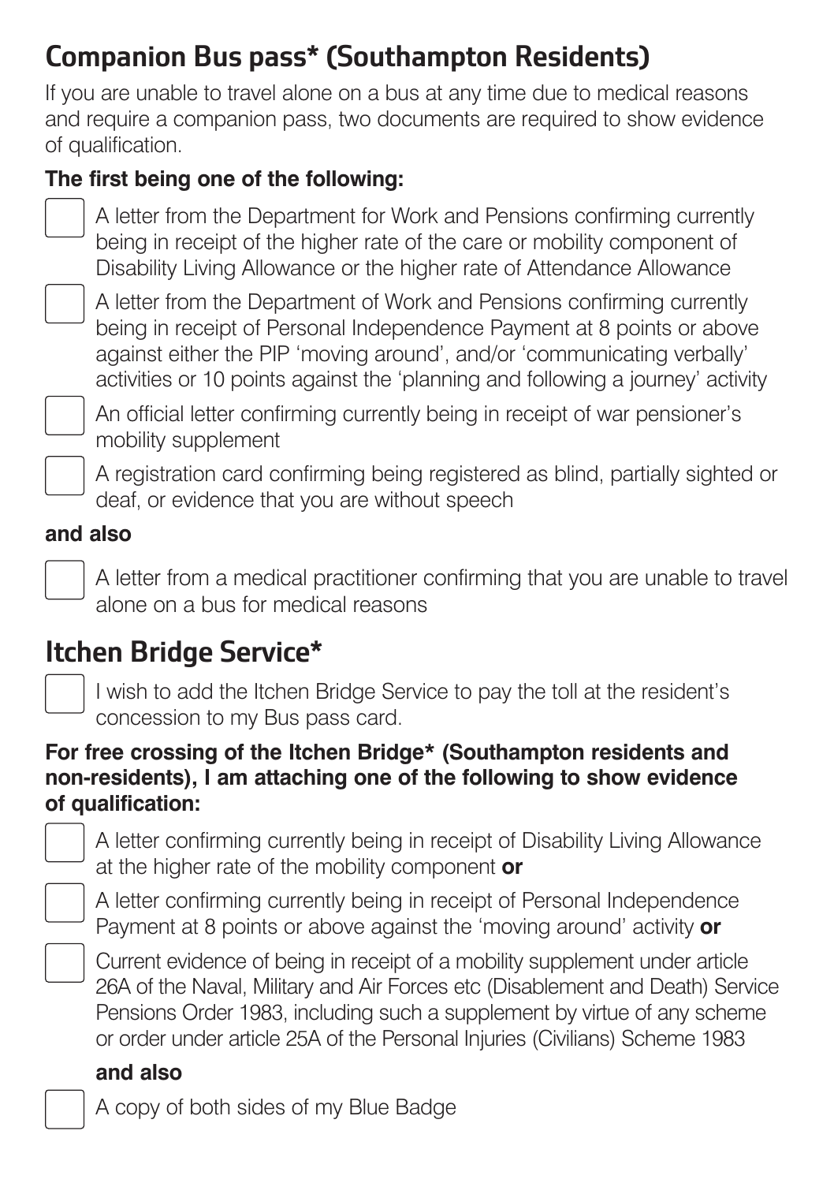## Companion Bus pass* (Southampton Residents)

If you are unable to travel alone on a bus at any time due to medical reasons and require a companion pass, two documents are required to show evidence of qualification.

**The first being one of the following:**

- [ ] A letter from the Department for Work and Pensions confirming currently being in receipt of the higher rate of the care or mobility component of Disability Living Allowance or the higher rate of Attendance Allowance
- [ ] A letter from the Department of Work and Pensions confirming currently being in receipt of Personal Independence Payment at 8 points or above against either the PIP 'moving around', and/or 'communicating verbally' activities or 10 points against the 'planning and following a journey' activity
- [ ] An official letter confirming currently being in receipt of war pensioner's mobility supplement
- [ ] A registration card confirming being registered as blind, partially sighted or deaf, or evidence that you are without speech

**and also**

- [ ] A letter from a medical practitioner confirming that you are unable to travel alone on a bus for medical reasons

## Itchen Bridge Service*

- [ ] I wish to add the Itchen Bridge Service to pay the toll at the resident's concession to my Bus pass card.

**For free crossing of the Itchen Bridge* (Southampton residents and non-residents), I am attaching one of the following to show evidence of qualification:**

- [ ] A letter confirming currently being in receipt of Disability Living Allowance at the higher rate of the mobility component **or**
- [ ] A letter confirming currently being in receipt of Personal Independence Payment at 8 points or above against the 'moving around' activity **or**
- [ ] Current evidence of being in receipt of a mobility supplement under article 26A of the Naval, Military and Air Forces etc (Disablement and Death) Service Pensions Order 1983, including such a supplement by virtue of any scheme or order under article 25A of the Personal Injuries (Civilians) Scheme 1983

**and also**

- [ ] A copy of both sides of my Blue Badge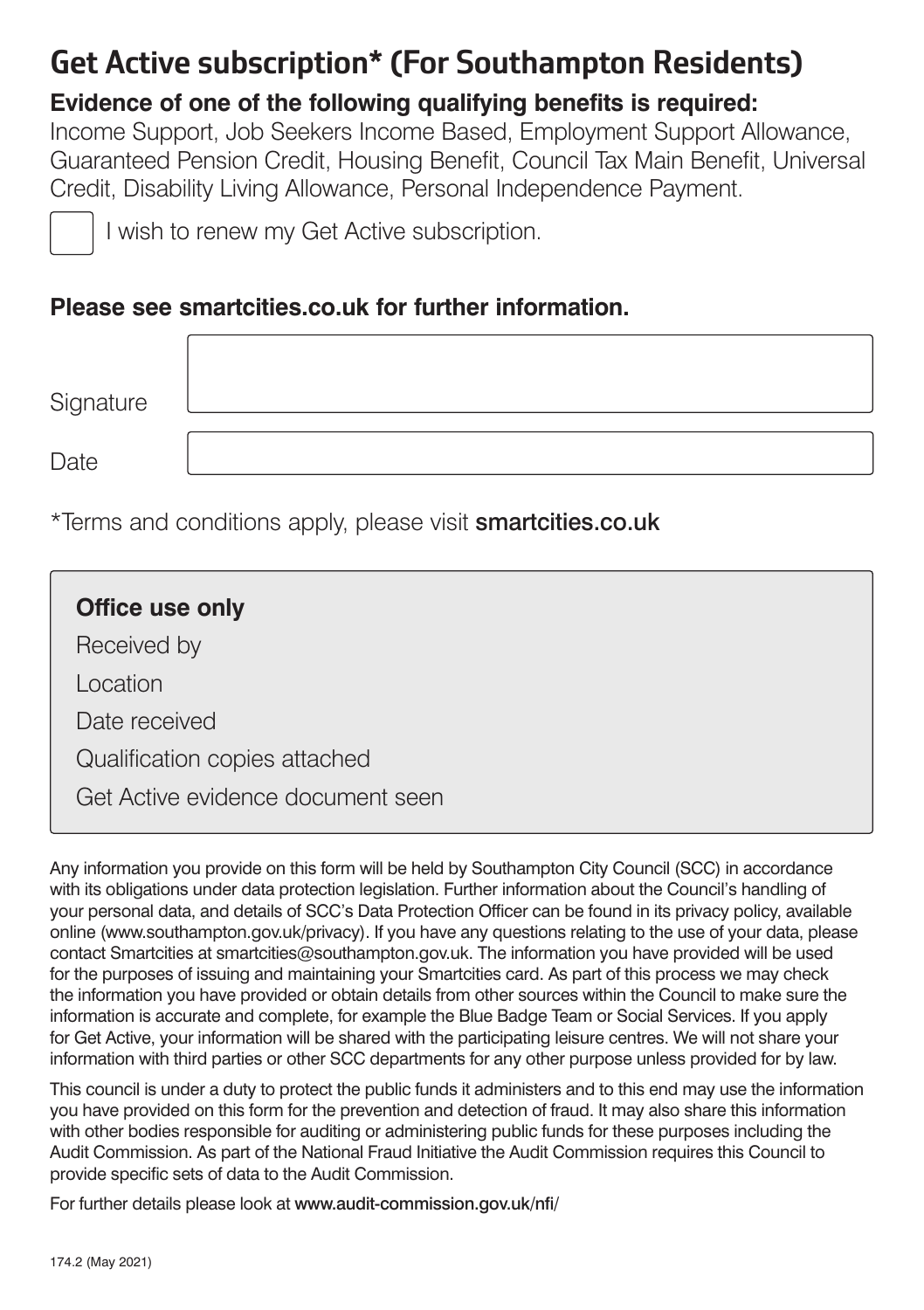# Get Active subscription* (For Southampton Residents)

**Evidence of one of the following qualifying benefits is required:**

Income Support, Job Seekers Income Based, Employment Support Allowance, Guaranteed Pension Credit, Housing Benefit, Council Tax Main Benefit, Universal Credit, Disability Living Allowance, Personal Independence Payment.

☐ I wish to renew my Get Active subscription.

**Please see smartcities.co.uk for further information.**

Signature

Date

*Terms and conditions apply, please visit **smartcities.co.uk**

**Office use only**

Received by

Location

Date received

Qualification copies attached

Get Active evidence document seen

Any information you provide on this form will be held by Southampton City Council (SCC) in accordance with its obligations under data protection legislation. Further information about the Council's handling of your personal data, and details of SCC's Data Protection Officer can be found in its privacy policy, available online (www.southampton.gov.uk/privacy). If you have any questions relating to the use of your data, please contact Smartcities at smartcities@southampton.gov.uk. The information you have provided will be used for the purposes of issuing and maintaining your Smartcities card. As part of this process we may check the information you have provided or obtain details from other sources within the Council to make sure the information is accurate and complete, for example the Blue Badge Team or Social Services. If you apply for Get Active, your information will be shared with the participating leisure centres. We will not share your information with third parties or other SCC departments for any other purpose unless provided for by law.

This council is under a duty to protect the public funds it administers and to this end may use the information you have provided on this form for the prevention and detection of fraud. It may also share this information with other bodies responsible for auditing or administering public funds for these purposes including the Audit Commission. As part of the National Fraud Initiative the Audit Commission requires this Council to provide specific sets of data to the Audit Commission.

For further details please look at www.audit-commission.gov.uk/nfi/

174.2 (May 2021)